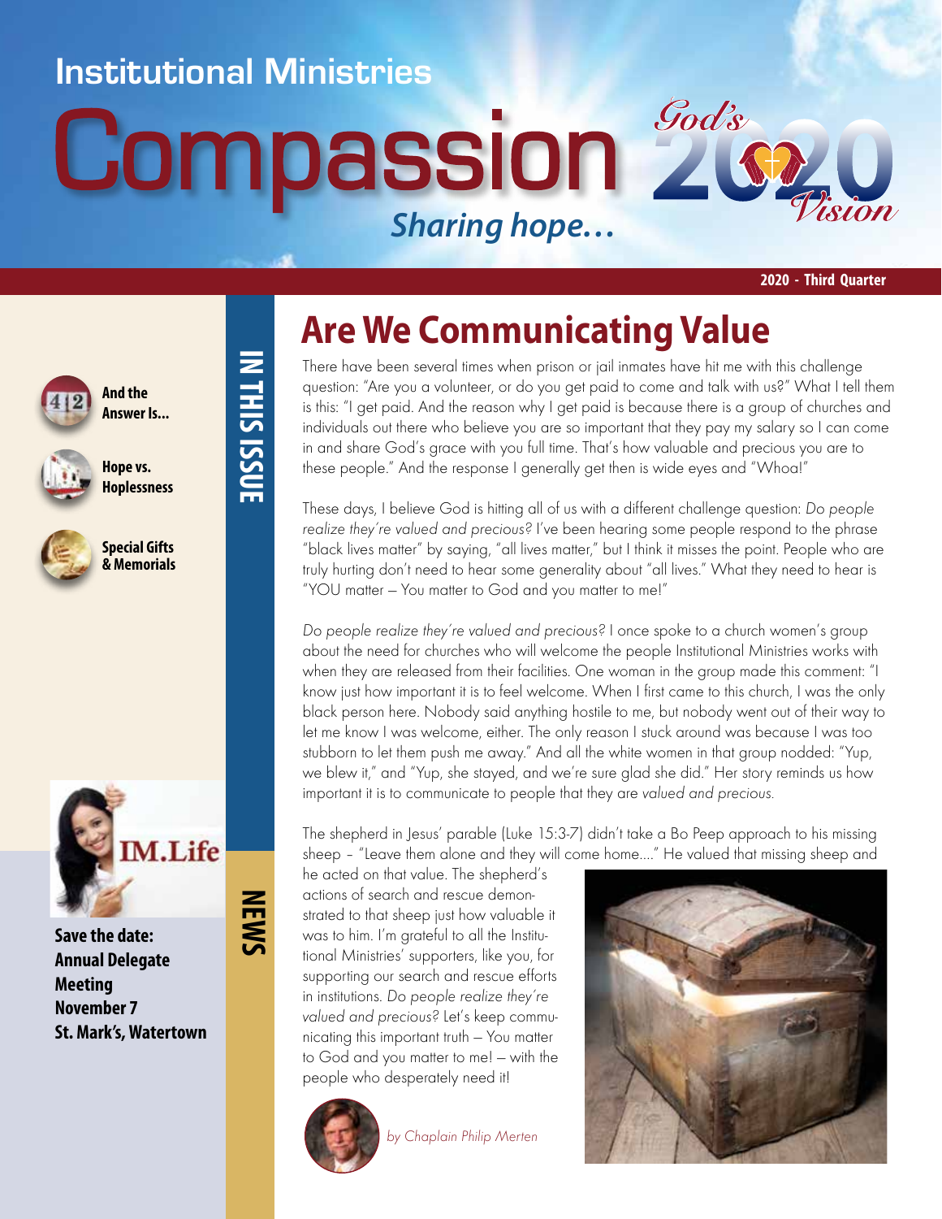Institutional Ministries

# Compassion

*Sharing hope...*

God's 2020 Vision

**2020 - Third Quarter**

**IN THIS ISSUE**

- **And the Answer Is...**
- **Hope vs. Hoplessness**
- **Special Gifts & Memorials**

**NEWS**

IM.Life

**Save the date: Annual Delegate Meeting November 7 St. Mark's, Watertown**

## Are We Communicating Value

There have been several times when prison or jail inmates have hit me with this challenge question: "Are you a volunteer, or do you get paid to come and talk with us?" What I tell them is this: "I get paid. And the reason why I get paid is because there is a group of churches and individuals out there who believe you are so important that they pay my salary so I can come in and share God's grace with you full time. That's how valuable and precious you are to these people." And the response I generally get then is wide eyes and "Whoa!"

These days, I believe God is hitting all of us with a different challenge question: *Do people realize they're valued and precious?* I've been hearing some people respond to the phrase "black lives matter" by saying, "all lives matter," but I think it misses the point. People who are truly hurting don't need to hear some generality about "all lives." What they need to hear is "YOU matter – You matter to God and you matter to me!"

*Do people realize they're valued and precious?* I once spoke to a church women's group about the need for churches who will welcome the people Institutional Ministries works with when they are released from their facilities. One woman in the group made this comment: "I know just how important it is to feel welcome. When I first came to this church, I was the only black person here. Nobody said anything hostile to me, but nobody went out of their way to let me know I was welcome, either. The only reason I stuck around was because I was too stubborn to let them push me away." And all the white women in that group nodded: "Yup, we blew it," and "Yup, she stayed, and we're sure glad she did." Her story reminds us how important it is to communicate to people that they are *valued and precious.*

The shepherd in Jesus' parable (Luke 15:3-7) didn't take a Bo Peep approach to his missing sheep – "Leave them alone and they will come home...." He valued that missing sheep and he acted on that value. The shepherd's actions of search and rescue demonstrated to that sheep just how valuable it was to him. I'm grateful to all the Institutional Ministries' supporters, like you, for supporting our search and rescue efforts in institutions. *Do people realize they're valued and precious?* Let's keep communicating this important truth – You matter to God and you matter to me! – with the people who desperately need it!

*by Chaplain Philip Merten*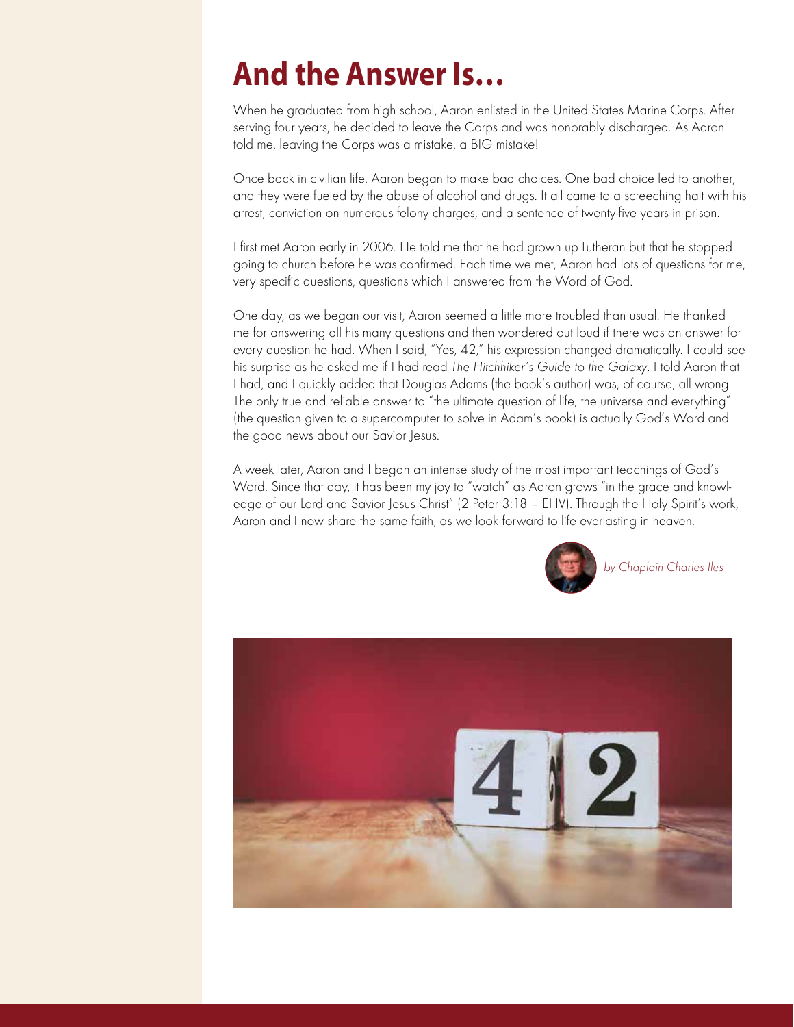# And the Answer Is…

When he graduated from high school, Aaron enlisted in the United States Marine Corps. After serving four years, he decided to leave the Corps and was honorably discharged. As Aaron told me, leaving the Corps was a mistake, a BIG mistake!

Once back in civilian life, Aaron began to make bad choices. One bad choice led to another, and they were fueled by the abuse of alcohol and drugs. It all came to a screeching halt with his arrest, conviction on numerous felony charges, and a sentence of twenty-five years in prison.

I first met Aaron early in 2006. He told me that he had grown up Lutheran but that he stopped going to church before he was confirmed. Each time we met, Aaron had lots of questions for me, very specific questions, questions which I answered from the Word of God.

One day, as we began our visit, Aaron seemed a little more troubled than usual. He thanked me for answering all his many questions and then wondered out loud if there was an answer for every question he had. When I said, "Yes, 42," his expression changed dramatically. I could see his surprise as he asked me if I had read *The Hitchhiker's Guide to the Galaxy*. I told Aaron that I had, and I quickly added that Douglas Adams (the book's author) was, of course, all wrong. The only true and reliable answer to "the ultimate question of life, the universe and everything" (the question given to a supercomputer to solve in Adam's book) is actually God's Word and the good news about our Savior Jesus.

A week later, Aaron and I began an intense study of the most important teachings of God's Word. Since that day, it has been my joy to "watch" as Aaron grows "in the grace and knowledge of our Lord and Savior Jesus Christ" (2 Peter 3:18 – EHV). Through the Holy Spirit's work, Aaron and I now share the same faith, as we look forward to life everlasting in heaven.

*by Chaplain Charles Iles*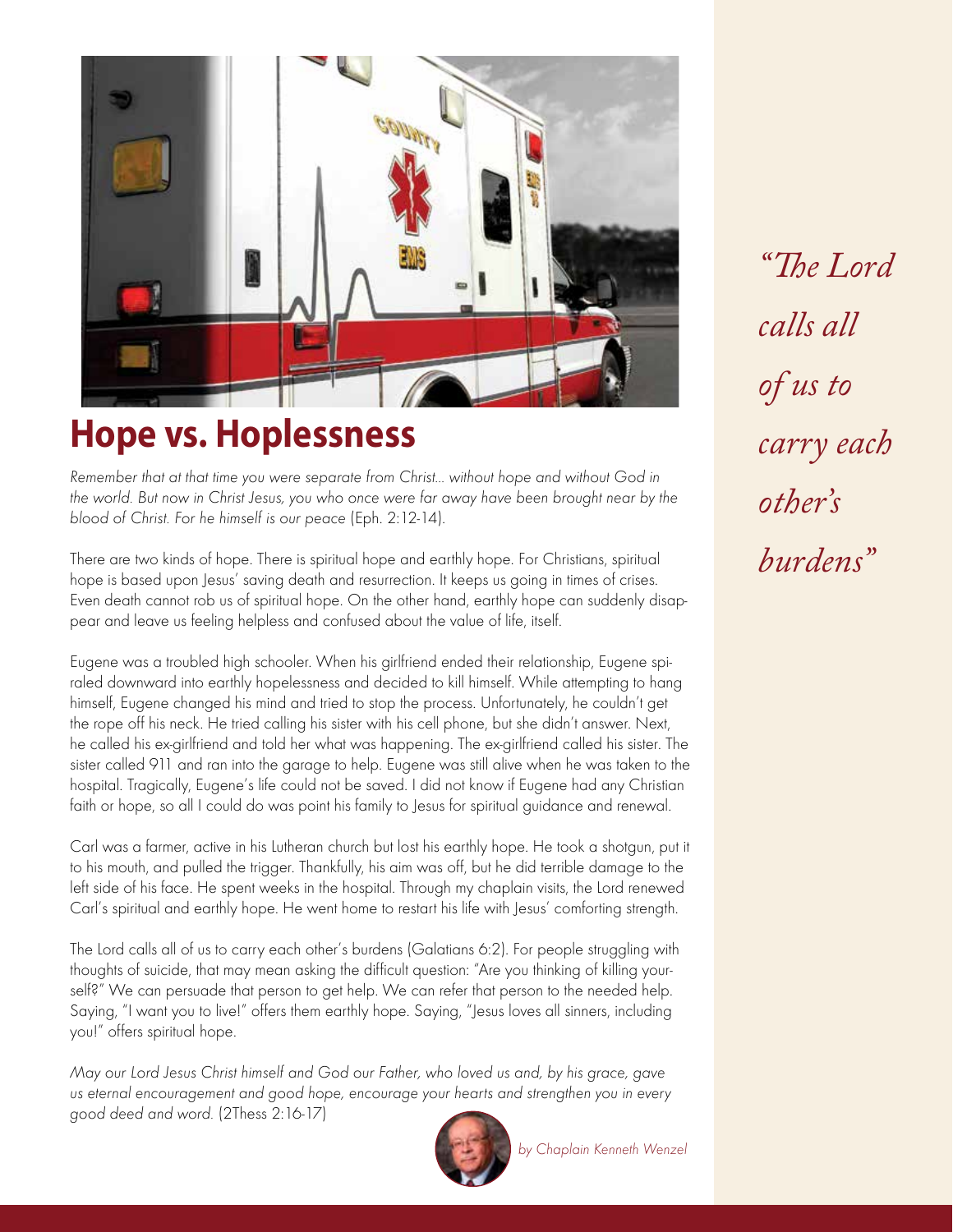# Hope vs. Hoplessness

*Remember that at that time you were separate from Christ... without hope and without God in the world. But now in Christ Jesus, you who once were far away have been brought near by the blood of Christ. For he himself is our peace* (Eph. 2:12-14).

There are two kinds of hope. There is spiritual hope and earthly hope. For Christians, spiritual hope is based upon Jesus' saving death and resurrection. It keeps us going in times of crises. Even death cannot rob us of spiritual hope. On the other hand, earthly hope can suddenly disappear and leave us feeling helpless and confused about the value of life, itself.

Eugene was a troubled high schooler. When his girlfriend ended their relationship, Eugene spiraled downward into earthly hopelessness and decided to kill himself. While attempting to hang himself, Eugene changed his mind and tried to stop the process. Unfortunately, he couldn't get the rope off his neck. He tried calling his sister with his cell phone, but she didn't answer. Next, he called his ex-girlfriend and told her what was happening. The ex-girlfriend called his sister. The sister called 911 and ran into the garage to help. Eugene was still alive when he was taken to the hospital. Tragically, Eugene's life could not be saved. I did not know if Eugene had any Christian faith or hope, so all I could do was point his family to Jesus for spiritual guidance and renewal.

Carl was a farmer, active in his Lutheran church but lost his earthly hope. He took a shotgun, put it to his mouth, and pulled the trigger. Thankfully, his aim was off, but he did terrible damage to the left side of his face. He spent weeks in the hospital. Through my chaplain visits, the Lord renewed Carl's spiritual and earthly hope. He went home to restart his life with Jesus' comforting strength.

The Lord calls all of us to carry each other's burdens (Galatians 6:2). For people struggling with thoughts of suicide, that may mean asking the difficult question: "Are you thinking of killing yourself?" We can persuade that person to get help. We can refer that person to the needed help. Saying, "I want you to live!" offers them earthly hope. Saying, "Jesus loves all sinners, including you!" offers spiritual hope.

*May our Lord Jesus Christ himself and God our Father, who loved us and, by his grace, gave us eternal encouragement and good hope, encourage your hearts and strengthen you in every good deed and word.* (2Thess 2:16-17)

*by Chaplain Kenneth Wenzel*

*"The Lord calls all of us to carry each other's burdens"*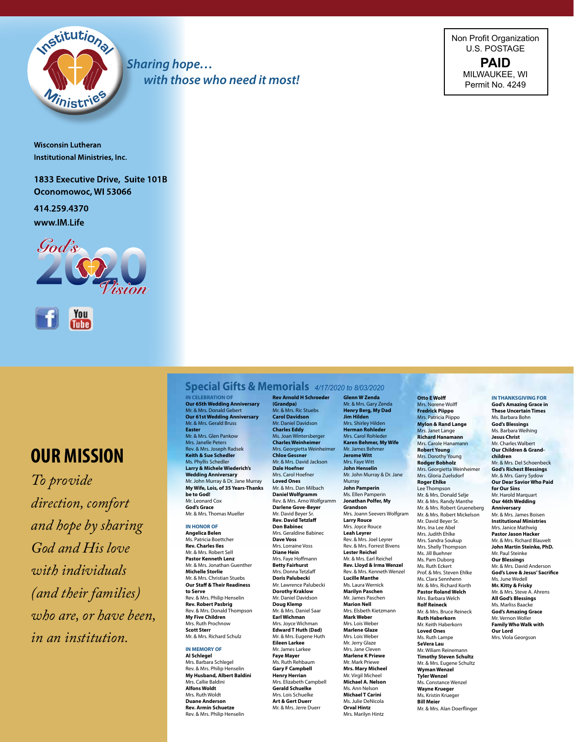Sharing hope… with those who need it most!

Non Profit Organization
U.S. POSTAGE
**PAID**
MILWAUKEE, WI
Permit No. 4249

**Wisconsin Lutheran Institutional Ministries, Inc.**

**1833 Executive Drive, Suite 101B**
**Oconomowoc, WI 53066**

**414.259.4370**
**www.IM.Life**

God's 2020 Vision

# OUR MISSION

*To provide direction, comfort and hope by sharing God and His love with individuals (and their families) who are, or have been, in an institution.*

## Special Gifts & Memorials *4/17/2020 to 8/03/2020*

### IN CELEBRATION OF

**Our 65th Wedding Anniversary**
Mr. & Mrs. Donald Gebert
**Our 61st Wedding Anniversary**
Mr. & Mrs. Gerald Bruss
**Easter**
Mr. & Mrs. Glen Pankow
Mrs. Janelle Peters
Rev. & Mrs. Joseph Radsek
**Keith & Sue Schedler**
Ms. Phyllis Schedler
**Larry & Michele Wiederich's Wedding Anniversary**
Mr. John Murray & Dr. Jane Murray
**My Wife, Lois, of 35 Years-Thanks be to God!**
Mr. Leonard Cox
**God's Grace**
Mr. & Mrs. Thomas Mueller

### IN HONOR OF

**Angelica Belen**
Ms. Patricia Boettcher
**Rev. Charles Iles**
Mr. & Mrs. Robert Sell
**Pastor Kenneth Lenz**
Mr. & Mrs. Jonathan Guenther
**Michelle Storlie**
Mr. & Mrs. Christian Stuebs
**Our Staff & Their Readiness to Serve**
Rev. & Mrs. Philip Henselin
**Rev. Robert Pasbrig**
Rev. & Mrs. Donald Thompson
**My Five Children**
Mrs. Ruth Prochnow
**Scott Sterr**
Mr. & Mrs. Richard Schulz

### IN MEMORY OF

**Al Schlegel**
Mrs. Barbara Schlegel
Rev. & Mrs. Philip Henselin
**My Husband, Albert Baldini**
Mrs. Callie Baldini
**Alfons Woldt**
Mrs. Ruth Woldt
**Duane Anderson**
**Rev. Armin Schuetze**
Rev. & Mrs. Philip Henselin
**Rev Arnold H Schroeder (Grandpa)**
Mr. & Mrs. Ric Stuebs
**Carol Davidson**
Mr. Daniel Davidson
**Charles Eddy**
Ms. Joan Wintersberger
**Charles Weinheimer**
Mrs. Georgietta Weinheimer
**Chloe Gessner**
Mr. & Mrs. David Jackson
**Dale Hoefner**
Mrs. Carol Hoefner
**Loved Ones**
Mr. & Mrs. Dan Milbach
**Daniel Wolfgramm**
Rev. & Mrs. Arno Wolfgramm
**Darlene Gove-Beyer**
Mr. David Beyer Sr.
**Rev. David Tetzlaff**
**Don Babinec**
Mrs. Geraldine Babinec
**Dave Voss**
Mrs. Lorraine Voss
**Diane Hein**
Mrs. Faye Hoffmann
**Betty Fairhurst**
Mrs. Donna Tetzlaff
**Doris Palubecki**
Mr. Lawrence Palubecki
**Dorothy Kraklow**
Mr. Daniel Davidson
**Doug Klemp**
Mr. & Mrs. Daniel Saar
**Earl Wichman**
Mrs. Joyce Wichman
**Edward T Huth (Dad)**
Mr. & Mrs. Eugene Huth
**Eileen Larkee**
Mr. James Larkee
**Faye Mayer**
Ms. Ruth Rehbaum
**Gary F Campbell**
**Henry Herrian**
Mrs. Elizabeth Campbell
**Gerald Schuelke**
Mrs. Lois Schuelke
**Art & Gert Duerr**
Mr. & Mrs. Jerre Duerr
**Glenn W Zenda**
Mr. & Mrs. Gary Zenda
**Henry Berg, My Dad**
**Jim Hilden**
Mrs. Shirley Hilden
**Herman Rohleder**
Mrs. Carol Rohleder
**Karen Behmer, My Wife**
Mr. James Behmer
**Jerome Witt**
Mrs. Faye Witt
**John Henselin**
Mr. John Murray & Dr. Jane Murray
**John Pamperin**
Ms. Ellen Pamperin
**Jonathan Polfer, My Grandson**
Mrs. Joann Seevers Wolfgram
**Larry Rouce**
Mrs. Joyce Rouce
**Leah Leyrer**
Rev. & Mrs. Joel Leyrer
Rev. & Mrs. Forrest Bivens
**Lester Reichel**
Mr. & Mrs. Earl Reichel
**Rev. Lloyd & Irma Wenzel**
Rev. & Mrs. Kenneth Wenzel
**Lucille Manthe**
Ms. Laura Wernick
**Marilyn Paschen**
Mr. James Paschen
**Marion Nell**
Mrs. Elsbeth Kietzmann
**Mark Weber**
Mrs. Lois Weber
**Marlene Glaze**
Mrs. Lois Weber
Mr. Jerry Glaze
Mrs. Jane Cleven
**Marlene K Priewe**
Mr. Mark Priewe
**Mrs. Mary Micheel**
Mr. Virgil Micheel
**Michael A. Nelson**
Ms. Ann Nelson
**Michael T Carini**
Ms. Julie DeNicola
**Orval Hintz**
Mrs. Marilyn Hintz
**Otto E Wolff**
Mrs. Norene Wolff
**Fredrick Piippo**
Mrs. Patricia Piippo
**Mylon & Rand Lange**
Mrs. Janet Lange
**Richard Hanamann**
Mrs. Carole Hanamann
**Robert Young**
Mrs. Dorothy Young
**Rodger Bobholz**
Mrs. Georgietta Weinheimer
Mrs. Gloria Zuelsdorf
**Roger Ehlke**
Lee Thompson
Mr. & Mrs. Donald Selje
Mr. & Mrs. Randy Manthe
Mr. & Mrs. Robert Grueneberg
Mr. & Mrs. Robert Mickelson
Mr. David Beyer Sr.
Mrs. Ina Lee Abel
Mrs. Judith Ehlke
Mrs. Sandra Soukup
Mrs. Shelly Thompson
Ms. Jill Buehner
Ms. Pam Duborg
Ms. Ruth Eckert
Prof. & Mrs. Steven Ehlke
Ms. Clara Sennhenn
Mr. & Mrs. Richard Korth
**Pastor Roland Welch**
Mrs. Barbara Welch
**Rolf Reineck**
Mr. & Mrs. Bruce Reineck
**Ruth Haberkorn**
Mr. Keith Haberkorn
**Loved Ones**
Ms. Ruth Lampe
**SeVera Lau**
Mr. Wiliam Reinemann
**Timothy Steven Schultz**
Mr. & Mrs. Eugene Schultz
**Wyman Wenzel**
**Tyler Wenzel**
Ms. Constance Wenzel
**Wayne Krueger**
Ms. Kristin Krueger
**Bill Meier**
Mr. & Mrs. Alan Doerflinger

### IN THANKSGIVING FOR

**God's Amazing Grace in These Uncertain Times**
Ms. Barbara Bohn
**God's Blessings**
Ms. Barbara Weihing
**Jesus Christ**
Mr. Charles Walbert
**Our Children & Grand-children**
Mr. & Mrs. Del Schoenbeck
**God's Richest Blessings**
Mr. & Mrs. Garry Sydow
**Our Dear Savior Who Paid for Our Sins**
Mr. Harold Marquart
**Our 46th Wedding Anniversary**
Mr. & Mrs. James Boisen
**Institutional Ministries**
Mrs. Janice Mathwig
**Pastor Jason Hacker**
Mr. & Mrs. Richard Blauvelt
**John Martin Steinke, PhD.**
Mr. Paul Steinke
**Our Blessings**
Mr. & Mrs. David Anderson
**God's Love & Jesus' Sacrifice**
Ms. June Wedell
**Mr. Kitty & Frisky**
Mr. & Mrs. Steve A. Ahrens
**All God's Blessings**
Ms. Marliss Baacke
**God's Amazing Grace**
Mr. Vernon Woller
**Family Who Walk with Our Lord**
Mrs. Viola Georgson